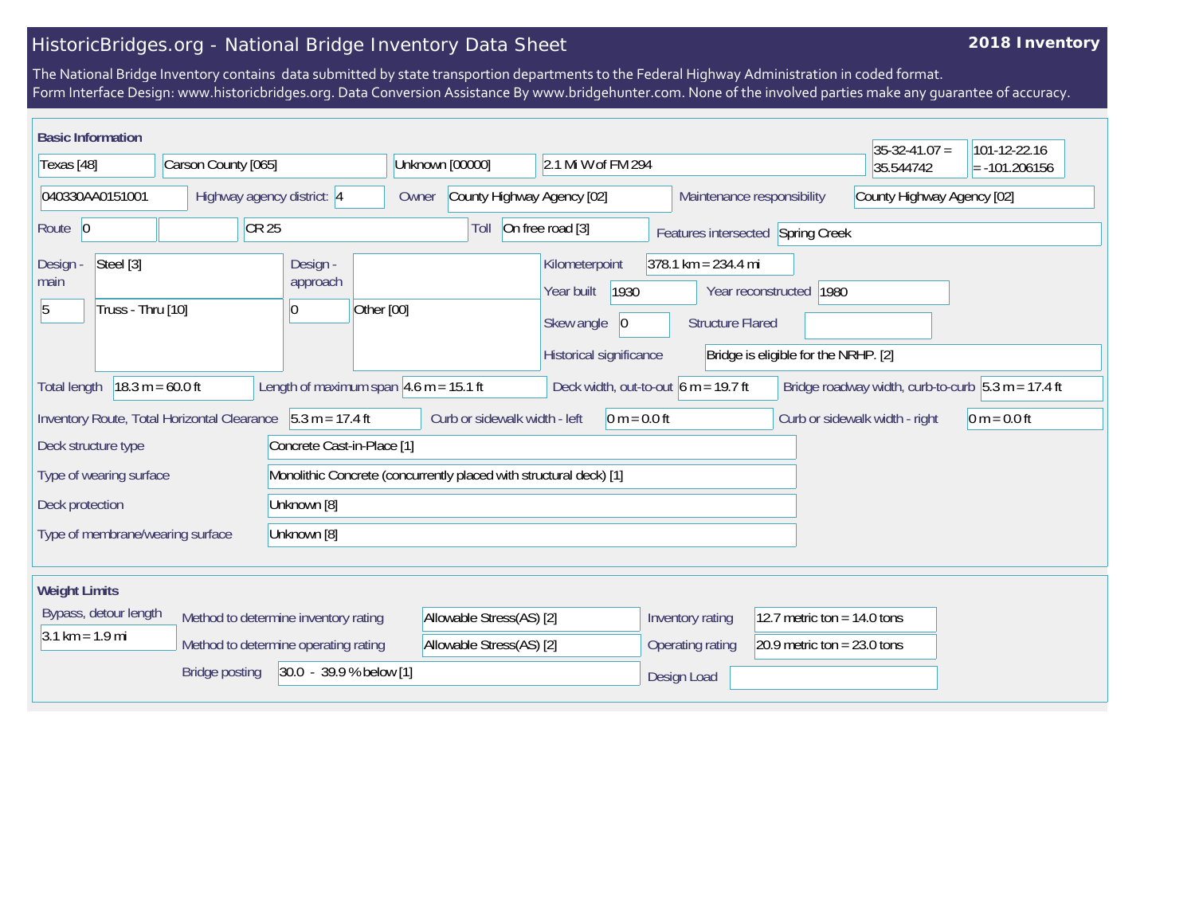# HistoricBridges.org - National Bridge Inventory Data Sheet

**2018 Inventory**

The National Bridge Inventory contains data submitted by state transportion departments to the Federal Highway Administration in coded format.
Form Interface Design: www.historicbridges.org. Data Conversion Assistance By www.bridgehunter.com. None of the involved parties make any guarantee of accuracy.

## Basic Information

| | |
|---|---|
| State | Texas [48] |
| County | Carson County [065] |
| Place | Unknown [00000] |
| Location | 2.1 Mi W of FM 294 |
| Latitude | 35-32-41.07 = 35.544742 |
| Longitude | 101-12-22.16 = -101.206156 |
| Structure Number | 040330AA0151001 |
| Highway agency district | 4 |
| Owner | County Highway Agency [02] |
| Maintenance responsibility | County Highway Agency [02] |
| Route | 0 |
| Route name | CR 25 |
| Toll | On free road [3] |
| Features intersected | Spring Creek |
| Design - main | Steel [3] |
| | 5 — Truss - Thru [10] |
| Design - approach | |
| | 0 — Other [00] |
| Kilometerpoint | 378.1 km = 234.4 mi |
| Year built | 1930 |
| Year reconstructed | 1980 |
| Skew angle | 0 |
| Structure Flared | |
| Historical significance | Bridge is eligible for the NRHP. [2] |
| Total length | 18.3 m = 60.0 ft |
| Length of maximum span | 4.6 m = 15.1 ft |
| Deck width, out-to-out | 6 m = 19.7 ft |
| Bridge roadway width, curb-to-curb | 5.3 m = 17.4 ft |
| Inventory Route, Total Horizontal Clearance | 5.3 m = 17.4 ft |
| Curb or sidewalk width - left | 0 m = 0.0 ft |
| Curb or sidewalk width - right | 0 m = 0.0 ft |
| Deck structure type | Concrete Cast-in-Place [1] |
| Type of wearing surface | Monolithic Concrete (concurrently placed with structural deck) [1] |
| Deck protection | Unknown [8] |
| Type of membrane/wearing surface | Unknown [8] |

## Weight Limits

| | |
|---|---|
| Bypass, detour length | 3.1 km = 1.9 mi |
| Method to determine inventory rating | Allowable Stress(AS) [2] |
| Method to determine operating rating | Allowable Stress(AS) [2] |
| Inventory rating | 12.7 metric ton = 14.0 tons |
| Operating rating | 20.9 metric ton = 23.0 tons |
| Bridge posting | 30.0 - 39.9 % below [1] |
| Design Load | |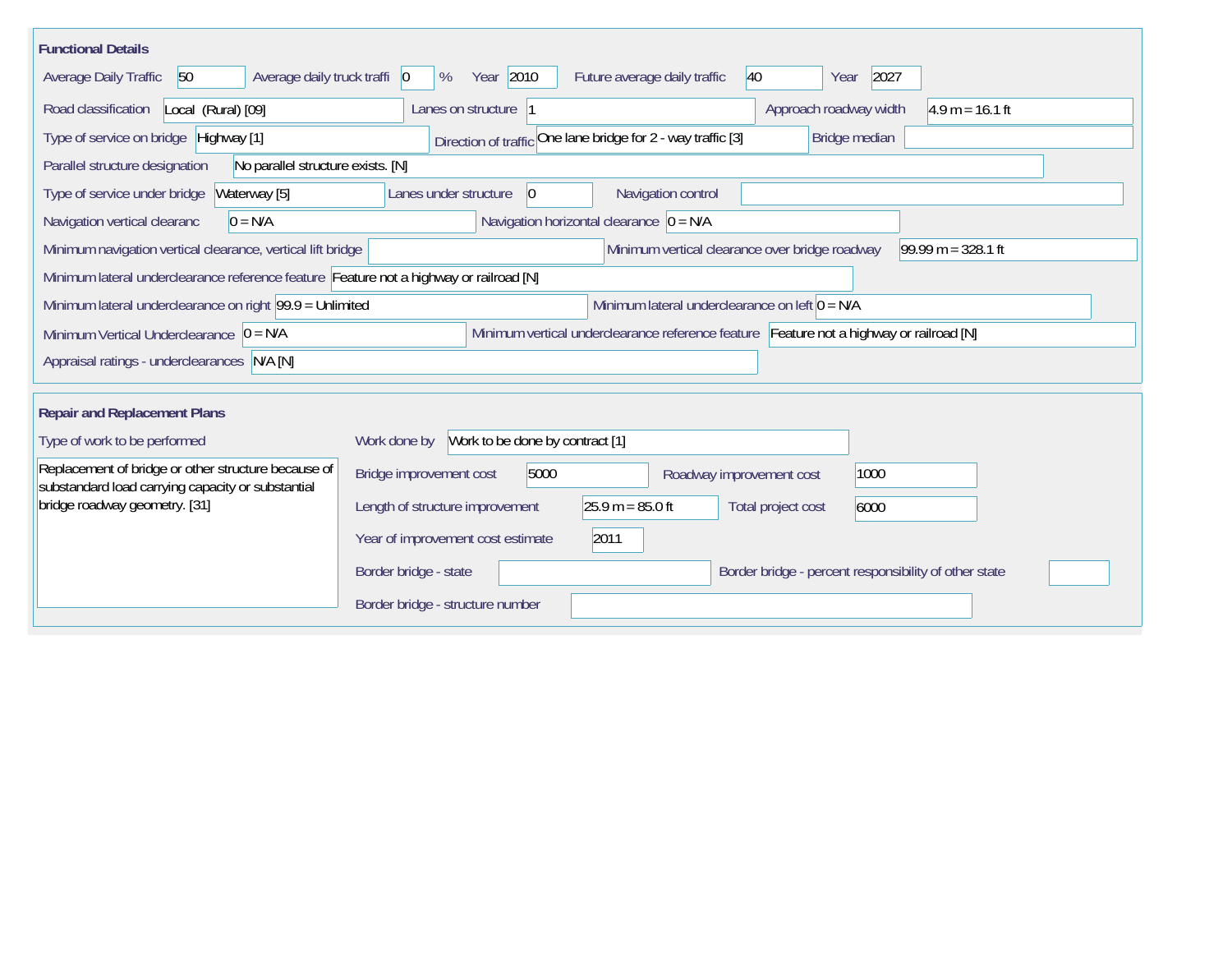## Functional Details

| Field | Value |
| --- | --- |
| Average Daily Traffic | 50 |
| Average daily truck traffi | 0 % |
| Year | 2010 |
| Future average daily traffic | 40 |
| Year | 2027 |
| Road classification | Local (Rural) [09] |
| Lanes on structure | 1 |
| Approach roadway width | 4.9 m = 16.1 ft |
| Type of service on bridge | Highway [1] |
| Direction of traffic | One lane bridge for 2 - way traffic [3] |
| Bridge median | |
| Parallel structure designation | No parallel structure exists. [N] |
| Type of service under bridge | Waterway [5] |
| Lanes under structure | 0 |
| Navigation control | |
| Navigation vertical clearanc | 0 = N/A |
| Navigation horizontal clearance | 0 = N/A |
| Minimum navigation vertical clearance, vertical lift bridge | |
| Minimum vertical clearance over bridge roadway | 99.99 m = 328.1 ft |
| Minimum lateral underclearance reference feature | Feature not a highway or railroad [N] |
| Minimum lateral underclearance on right | 99.9 = Unlimited |
| Minimum lateral underclearance on left | 0 = N/A |
| Minimum Vertical Underclearance | 0 = N/A |
| Minimum vertical underclearance reference feature | Feature not a highway or railroad [N] |
| Appraisal ratings - underclearances | N/A [N] |

## Repair and Replacement Plans

| Field | Value |
| --- | --- |
| Type of work to be performed | Replacement of bridge or other structure because of substandard load carrying capacity or substantial bridge roadway geometry. [31] |
| Work done by | Work to be done by contract [1] |
| Bridge improvement cost | 5000 |
| Roadway improvement cost | 1000 |
| Length of structure improvement | 25.9 m = 85.0 ft |
| Total project cost | 6000 |
| Year of improvement cost estimate | 2011 |
| Border bridge - state | |
| Border bridge - percent responsibility of other state | |
| Border bridge - structure number | |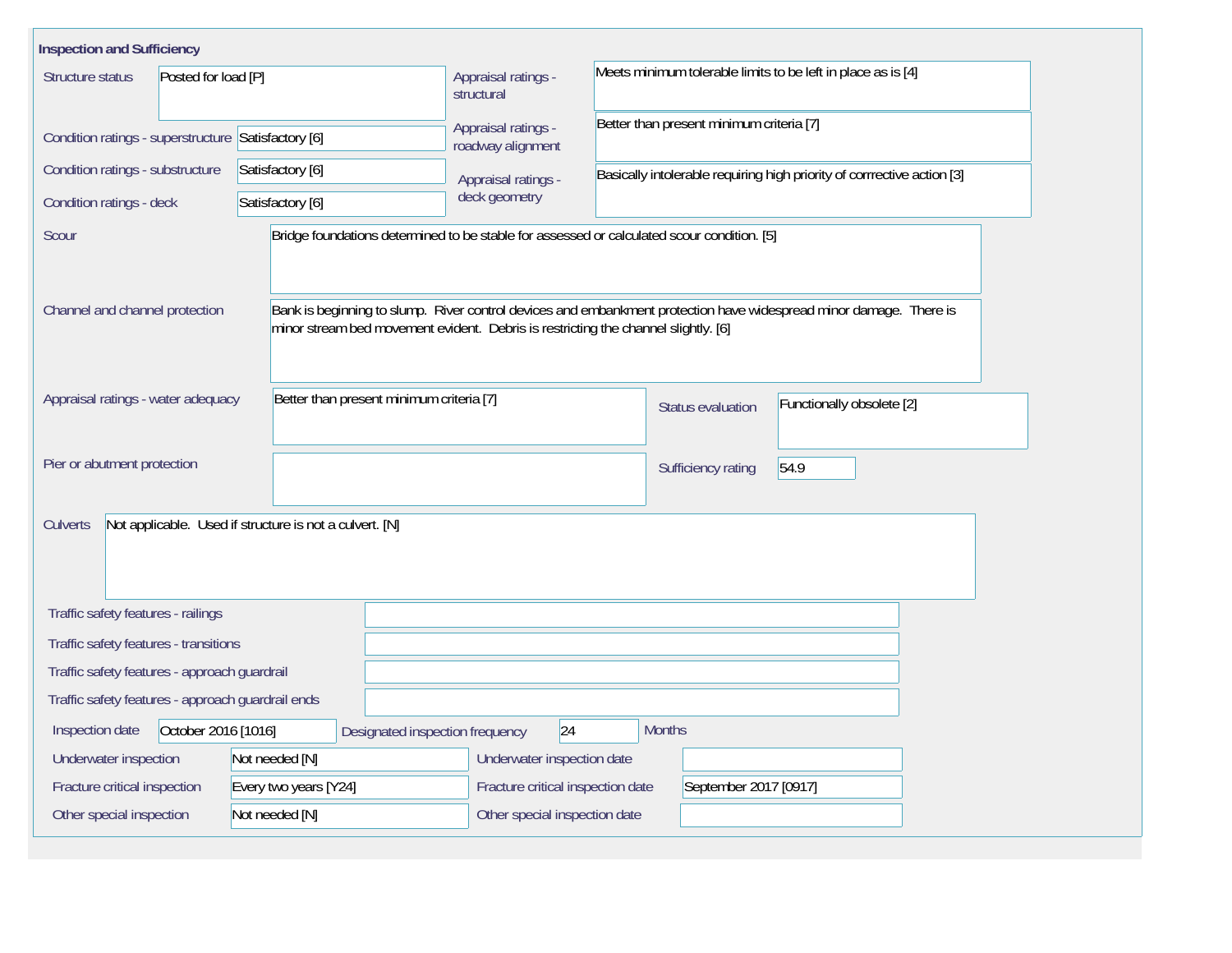## Inspection and Sufficiency

| Field | Value |
|---|---|
| Structure status | Posted for load [P] |
| Condition ratings - superstructure | Satisfactory [6] |
| Condition ratings - substructure | Satisfactory [6] |
| Condition ratings - deck | Satisfactory [6] |
| Appraisal ratings - structural | Meets minimum tolerable limits to be left in place as is [4] |
| Appraisal ratings - roadway alignment | Better than present minimum criteria [7] |
| Appraisal ratings - deck geometry | Basically intolerable requiring high priority of corrrective action [3] |
| Scour | Bridge foundations determined to be stable for assessed or calculated scour condition. [5] |
| Channel and channel protection | Bank is beginning to slump. River control devices and embankment protection have widespread minor damage. There is minor stream bed movement evident. Debris is restricting the channel slightly. [6] |
| Appraisal ratings - water adequacy | Better than present minimum criteria [7] |
| Status evaluation | Functionally obsolete [2] |
| Pier or abutment protection | |
| Sufficiency rating | 54.9 |
| Culverts | Not applicable. Used if structure is not a culvert. [N] |
| Traffic safety features - railings | |
| Traffic safety features - transitions | |
| Traffic safety features - approach guardrail | |
| Traffic safety features - approach guardrail ends | |
| Inspection date | October 2016 [1016] |
| Designated inspection frequency | 24 Months |
| Underwater inspection | Not needed [N] |
| Underwater inspection date | |
| Fracture critical inspection | Every two years [Y24] |
| Fracture critical inspection date | September 2017 [0917] |
| Other special inspection | Not needed [N] |
| Other special inspection date | |